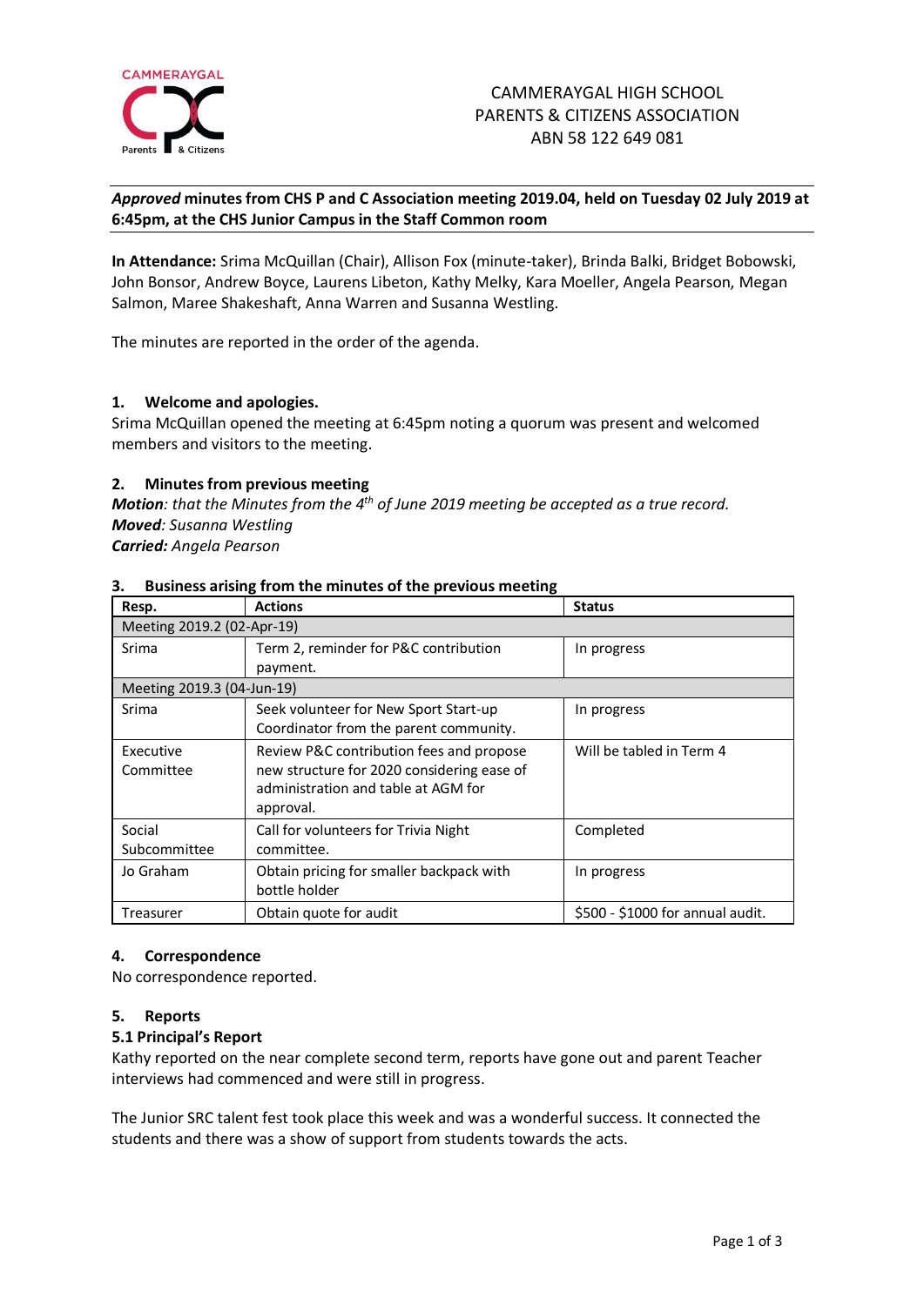CAMMERAYGAL HIGH SCHOOL
PARENTS & CITIZENS ASSOCIATION
ABN 58 122 649 081

***Approved* minutes from CHS P and C Association meeting 2019.04, held on Tuesday 02 July 2019 at 6:45pm, at the CHS Junior Campus in the Staff Common room**

**In Attendance:** Srima McQuillan (Chair), Allison Fox (minute-taker), Brinda Balki, Bridget Bobowski, John Bonsor, Andrew Boyce, Laurens Libeton, Kathy Melky, Kara Moeller, Angela Pearson, Megan Salmon, Maree Shakeshaft, Anna Warren and Susanna Westling.

The minutes are reported in the order of the agenda.

### 1. Welcome and apologies.

Srima McQuillan opened the meeting at 6:45pm noting a quorum was present and welcomed members and visitors to the meeting.

### 2. Minutes from previous meeting

***Motion**: that the Minutes from the 4th of June 2019 meeting be accepted as a true record.*
***Moved**: Susanna Westling*
***Carried:** Angela Pearson*

### 3. Business arising from the minutes of the previous meeting

| Resp. | Actions | Status |
|---|---|---|
| Meeting 2019.2 (02-Apr-19) | | |
| Srima | Term 2, reminder for P&C contribution payment. | In progress |
| Meeting 2019.3 (04-Jun-19) | | |
| Srima | Seek volunteer for New Sport Start-up Coordinator from the parent community. | In progress |
| Executive Committee | Review P&C contribution fees and propose new structure for 2020 considering ease of administration and table at AGM for approval. | Will be tabled in Term 4 |
| Social Subcommittee | Call for volunteers for Trivia Night committee. | Completed |
| Jo Graham | Obtain pricing for smaller backpack with bottle holder | In progress |
| Treasurer | Obtain quote for audit | $500 - $1000 for annual audit. |

### 4. Correspondence

No correspondence reported.

### 5. Reports

#### 5.1 Principal's Report

Kathy reported on the near complete second term, reports have gone out and parent Teacher interviews had commenced and were still in progress.

The Junior SRC talent fest took place this week and was a wonderful success. It connected the students and there was a show of support from students towards the acts.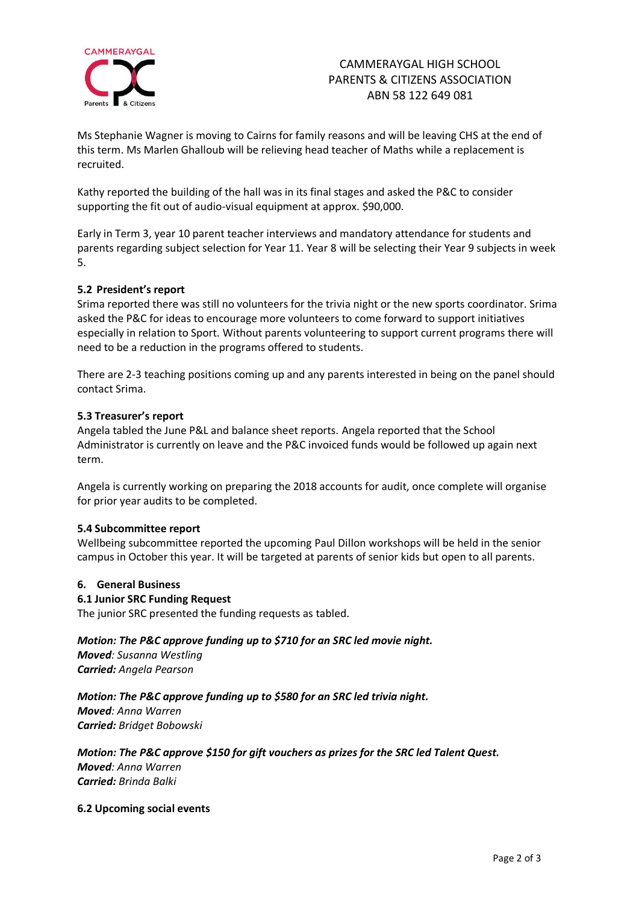Ms Stephanie Wagner is moving to Cairns for family reasons and will be leaving CHS at the end of this term. Ms Marlen Ghalloub will be relieving head teacher of Maths while a replacement is recruited.

Kathy reported the building of the hall was in its final stages and asked the P&C to consider supporting the fit out of audio-visual equipment at approx. $90,000.

Early in Term 3, year 10 parent teacher interviews and mandatory attendance for students and parents regarding subject selection for Year 11. Year 8 will be selecting their Year 9 subjects in week 5.

**5.2 President's report**

Srima reported there was still no volunteers for the trivia night or the new sports coordinator. Srima asked the P&C for ideas to encourage more volunteers to come forward to support initiatives especially in relation to Sport. Without parents volunteering to support current programs there will need to be a reduction in the programs offered to students.

There are 2-3 teaching positions coming up and any parents interested in being on the panel should contact Srima.

**5.3 Treasurer's report**

Angela tabled the June P&L and balance sheet reports. Angela reported that the School Administrator is currently on leave and the P&C invoiced funds would be followed up again next term.

Angela is currently working on preparing the 2018 accounts for audit, once complete will organise for prior year audits to be completed.

**5.4 Subcommittee report**

Wellbeing subcommittee reported the upcoming Paul Dillon workshops will be held in the senior campus in October this year. It will be targeted at parents of senior kids but open to all parents.

**6. General Business**

**6.1 Junior SRC Funding Request**

The junior SRC presented the funding requests as tabled.

***Motion: The P&C approve funding up to $710 for an SRC led movie night.***
***Moved****: Susanna Westling*
***Carried:*** *Angela Pearson*

***Motion: The P&C approve funding up to $580 for an SRC led trivia night.***
***Moved****: Anna Warren*
***Carried:*** *Bridget Bobowski*

***Motion: The P&C approve $150 for gift vouchers as prizes for the SRC led Talent Quest.***
***Moved****: Anna Warren*
***Carried:*** *Brinda Balki*

**6.2 Upcoming social events**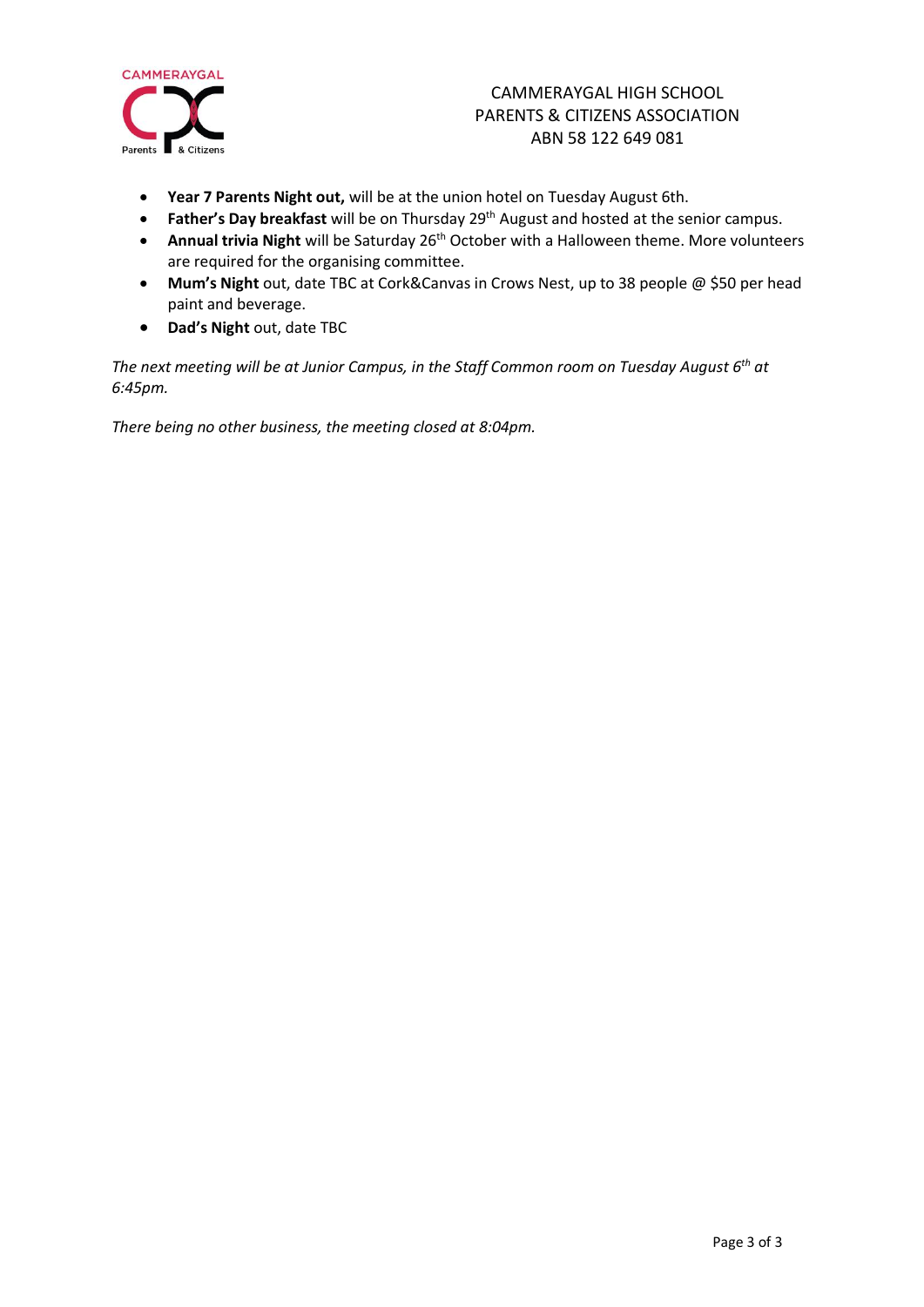- **Year 7 Parents Night out,** will be at the union hotel on Tuesday August 6th.
- **Father's Day breakfast** will be on Thursday 29th August and hosted at the senior campus.
- **Annual trivia Night** will be Saturday 26th October with a Halloween theme. More volunteers are required for the organising committee.
- **Mum's Night** out, date TBC at Cork&Canvas in Crows Nest, up to 38 people @ $50 per head paint and beverage.
- **Dad's Night** out, date TBC

*The next meeting will be at Junior Campus, in the Staff Common room on Tuesday August 6th at 6:45pm.*

*There being no other business, the meeting closed at 8:04pm.*